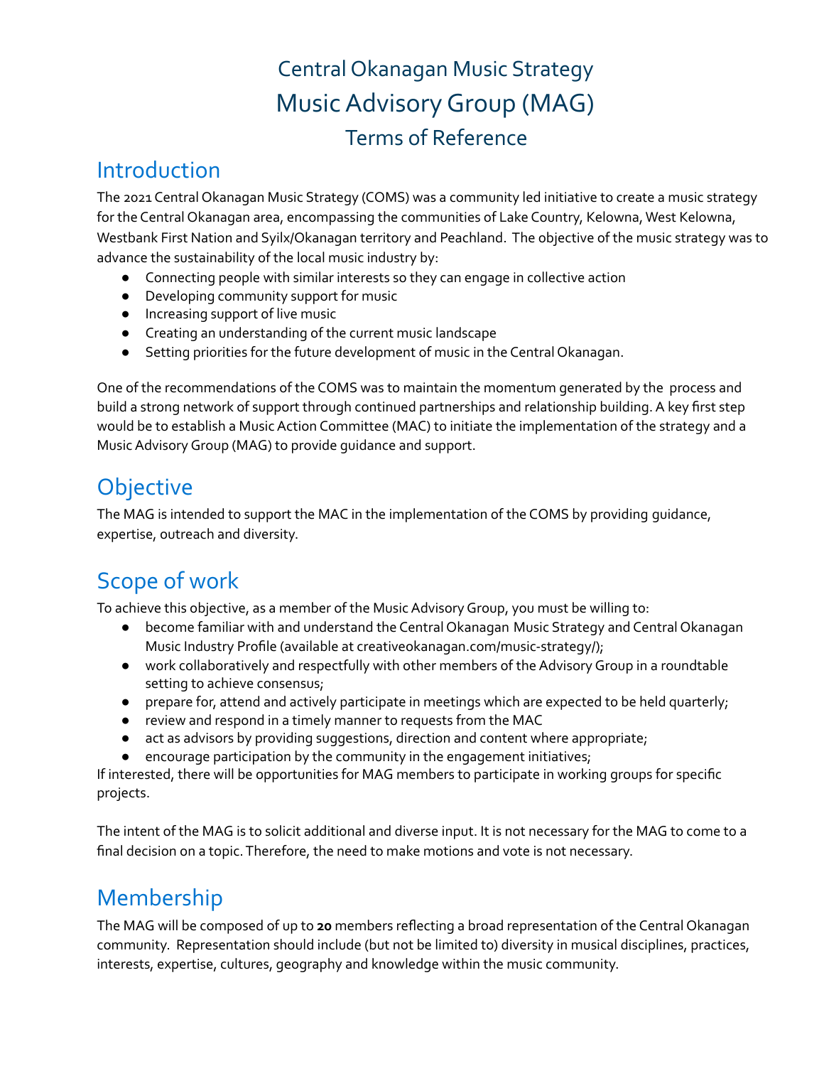# Central Okanagan Music Strategy
# Music Advisory Group (MAG)
# Terms of Reference

## Introduction

The 2021 Central Okanagan Music Strategy (COMS) was a community led initiative to create a music strategy for the Central Okanagan area, encompassing the communities of Lake Country, Kelowna, West Kelowna, Westbank First Nation and Syilx/Okanagan territory and Peachland. The objective of the music strategy was to advance the sustainability of the local music industry by:

- Connecting people with similar interests so they can engage in collective action
- Developing community support for music
- Increasing support of live music
- Creating an understanding of the current music landscape
- Setting priorities for the future development of music in the Central Okanagan.

One of the recommendations of the COMS was to maintain the momentum generated by the process and build a strong network of support through continued partnerships and relationship building. A key first step would be to establish a Music Action Committee (MAC) to initiate the implementation of the strategy and a Music Advisory Group (MAG) to provide guidance and support.

## Objective

The MAG is intended to support the MAC in the implementation of the COMS by providing guidance, expertise, outreach and diversity.

## Scope of work

To achieve this objective, as a member of the Music Advisory Group, you must be willing to:

- become familiar with and understand the Central Okanagan Music Strategy and Central Okanagan Music Industry Profile (available at creativeokanagan.com/music-strategy/);
- work collaboratively and respectfully with other members of the Advisory Group in a roundtable setting to achieve consensus;
- prepare for, attend and actively participate in meetings which are expected to be held quarterly;
- review and respond in a timely manner to requests from the MAC
- act as advisors by providing suggestions, direction and content where appropriate;
- encourage participation by the community in the engagement initiatives;

If interested, there will be opportunities for MAG members to participate in working groups for specific projects.

The intent of the MAG is to solicit additional and diverse input. It is not necessary for the MAG to come to a final decision on a topic. Therefore, the need to make motions and vote is not necessary.

## Membership

The MAG will be composed of up to **20** members reflecting a broad representation of the Central Okanagan community. Representation should include (but not be limited to) diversity in musical disciplines, practices, interests, expertise, cultures, geography and knowledge within the music community.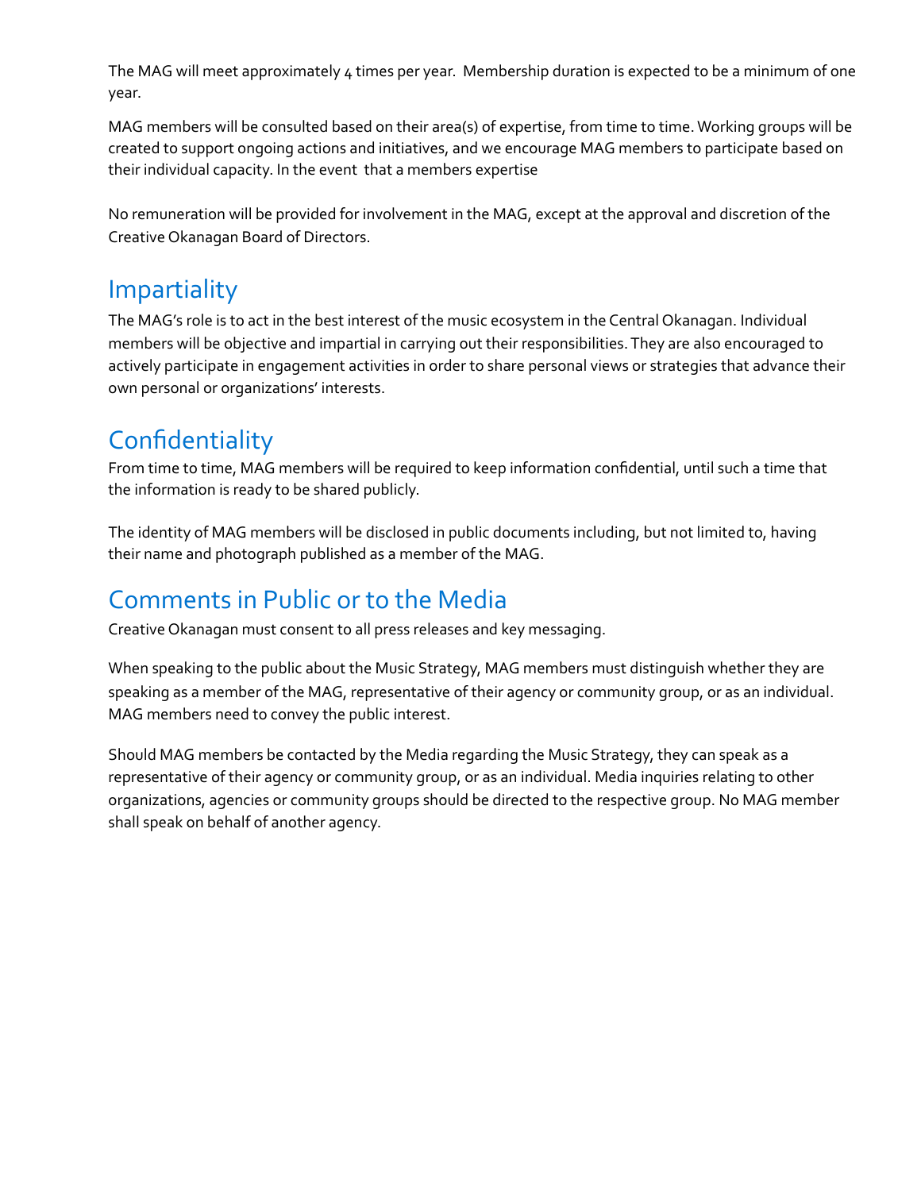The MAG will meet approximately 4 times per year. Membership duration is expected to be a minimum of one year.

MAG members will be consulted based on their area(s) of expertise, from time to time. Working groups will be created to support ongoing actions and initiatives, and we encourage MAG members to participate based on their individual capacity. In the event that a members expertise

No remuneration will be provided for involvement in the MAG, except at the approval and discretion of the Creative Okanagan Board of Directors.

## Impartiality

The MAG's role is to act in the best interest of the music ecosystem in the Central Okanagan. Individual members will be objective and impartial in carrying out their responsibilities. They are also encouraged to actively participate in engagement activities in order to share personal views or strategies that advance their own personal or organizations' interests.

## Confidentiality

From time to time, MAG members will be required to keep information confidential, until such a time that the information is ready to be shared publicly.

The identity of MAG members will be disclosed in public documents including, but not limited to, having their name and photograph published as a member of the MAG.

## Comments in Public or to the Media

Creative Okanagan must consent to all press releases and key messaging.

When speaking to the public about the Music Strategy, MAG members must distinguish whether they are speaking as a member of the MAG, representative of their agency or community group, or as an individual. MAG members need to convey the public interest.

Should MAG members be contacted by the Media regarding the Music Strategy, they can speak as a representative of their agency or community group, or as an individual. Media inquiries relating to other organizations, agencies or community groups should be directed to the respective group. No MAG member shall speak on behalf of another agency.